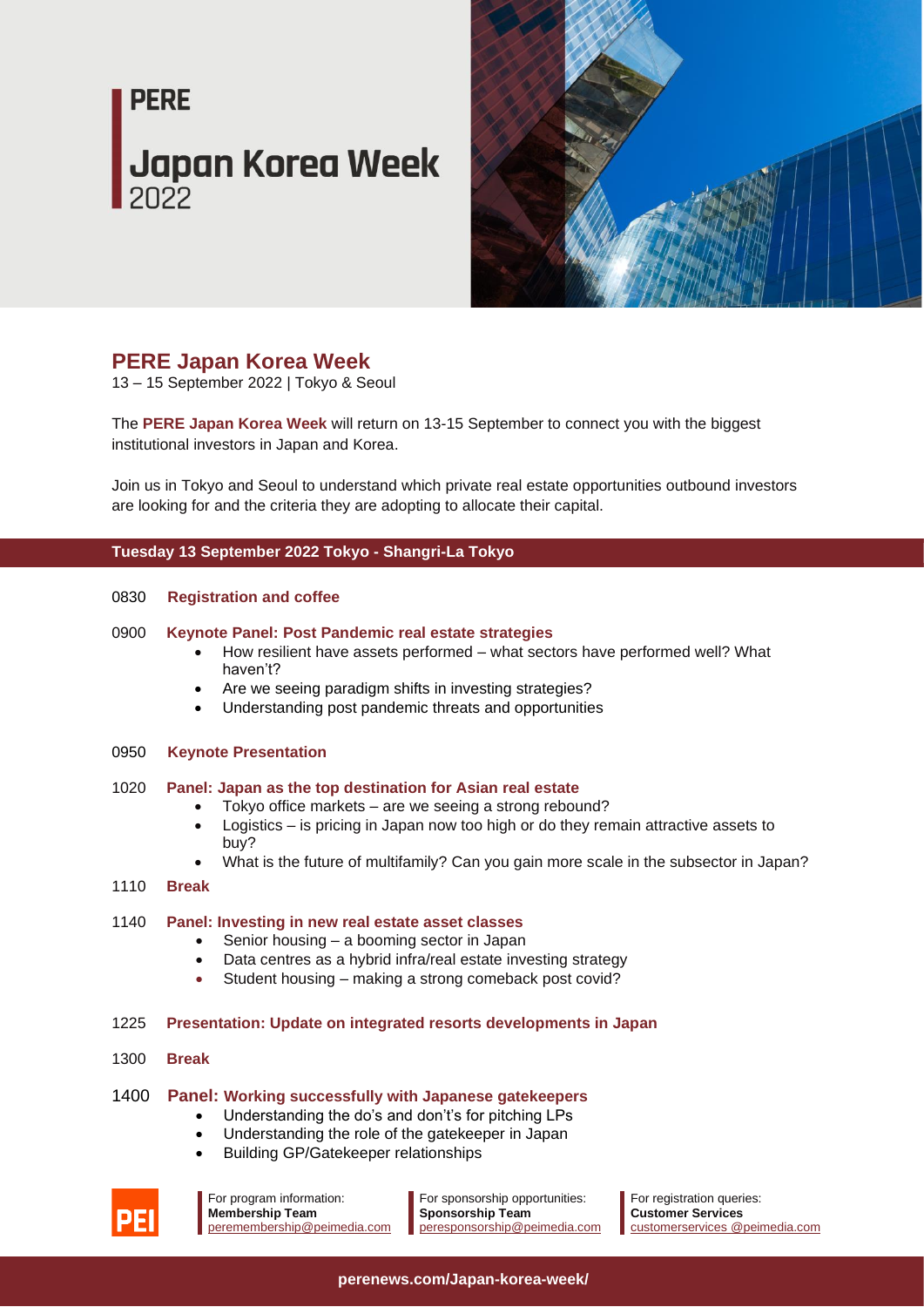# PERE

# Japan Korea Week 2022

## PERE Japan Korea Week

13 – 15 September 2022 | Tokyo & Seoul

The **PERE Japan Korea Week** will return on 13-15 September to connect you with the biggest institutional investors in Japan and Korea.

Join us in Tokyo and Seoul to understand which private real estate opportunities outbound investors are looking for and the criteria they are adopting to allocate their capital.

### Tuesday 13 September 2022 Tokyo - Shangri-La Tokyo

0830 **Registration and coffee**

0900 **Keynote Panel: Post Pandemic real estate strategies**

- How resilient have assets performed – what sectors have performed well? What haven't?
- Are we seeing paradigm shifts in investing strategies?
- Understanding post pandemic threats and opportunities

0950 **Keynote Presentation**

1020 **Panel: Japan as the top destination for Asian real estate**

- Tokyo office markets – are we seeing a strong rebound?
- Logistics – is pricing in Japan now too high or do they remain attractive assets to buy?
- What is the future of multifamily? Can you gain more scale in the subsector in Japan?

1110 **Break**

1140 **Panel: Investing in new real estate asset classes**

- Senior housing – a booming sector in Japan
- Data centres as a hybrid infra/real estate investing strategy
- Student housing – making a strong comeback post covid?

1225 **Presentation: Update on integrated resorts developments in Japan**

1300 **Break**

1400 **Panel: Working successfully with Japanese gatekeepers**

- Understanding the do's and don't's for pitching LPs
- Understanding the role of the gatekeeper in Japan
- Building GP/Gatekeeper relationships

For program information:
**Membership Team**
peremembership@peimedia.com

For sponsorship opportunities:
**Sponsorship Team**
peresponsorship@peimedia.com

For registration queries:
**Customer Services**
customerservices @peimedia.com

perenews.com/Japan-korea-week/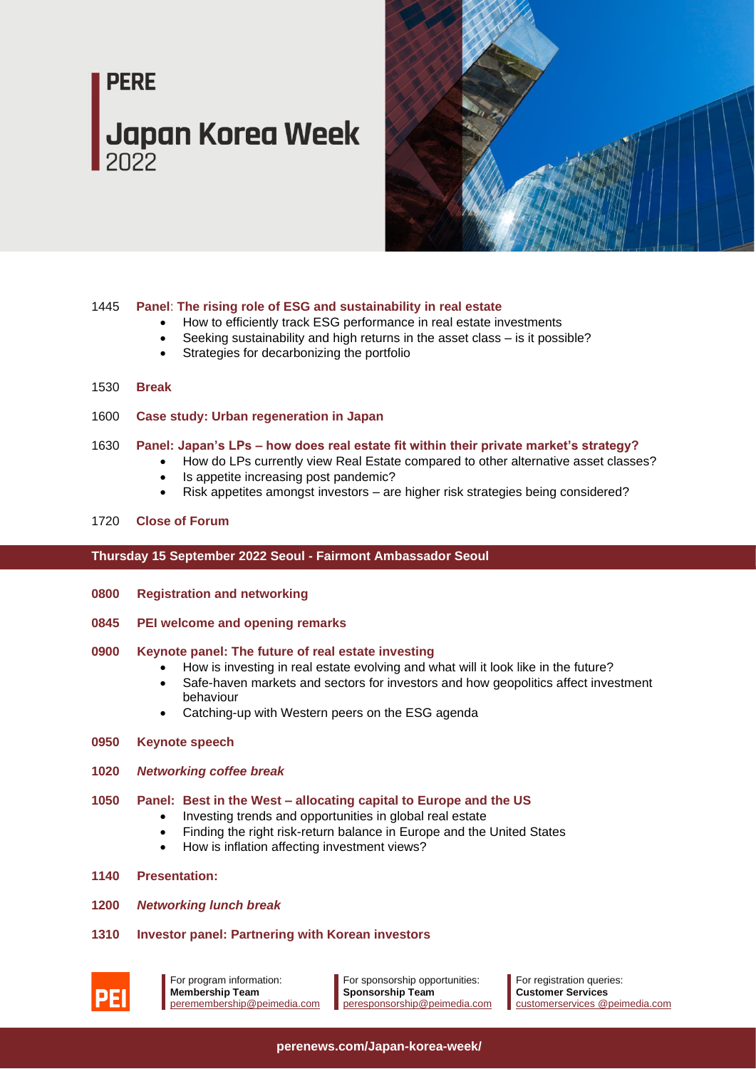# PERE

## Japan Korea Week 2022

1445 **Panel**: **The rising role of ESG and sustainability in real estate**

- How to efficiently track ESG performance in real estate investments
- Seeking sustainability and high returns in the asset class – is it possible?
- Strategies for decarbonizing the portfolio

1530 **Break**

1600 **Case study: Urban regeneration in Japan**

1630 **Panel: Japan's LPs – how does real estate fit within their private market's strategy?**

- How do LPs currently view Real Estate compared to other alternative asset classes?
- Is appetite increasing post pandemic?
- Risk appetites amongst investors – are higher risk strategies being considered?

1720 **Close of Forum**

### Thursday 15 September 2022 Seoul - Fairmont Ambassador Seoul

**0800 Registration and networking**

**0845 PEI welcome and opening remarks**

**0900 Keynote panel: The future of real estate investing**

- How is investing in real estate evolving and what will it look like in the future?
- Safe-haven markets and sectors for investors and how geopolitics affect investment behaviour
- Catching-up with Western peers on the ESG agenda

**0950 Keynote speech**

**1020** ***Networking coffee break***

**1050 Panel: Best in the West – allocating capital to Europe and the US**

- Investing trends and opportunities in global real estate
- Finding the right risk-return balance in Europe and the United States
- How is inflation affecting investment views?

**1140 Presentation:**

**1200** ***Networking lunch break***

**1310 Investor panel: Partnering with Korean investors**

For program information: **Membership Team** peremembership@peimedia.com

For sponsorship opportunities: **Sponsorship Team** peresponsorship@peimedia.com

For registration queries: **Customer Services** customerservices @peimedia.com

perenews.com/Japan-korea-week/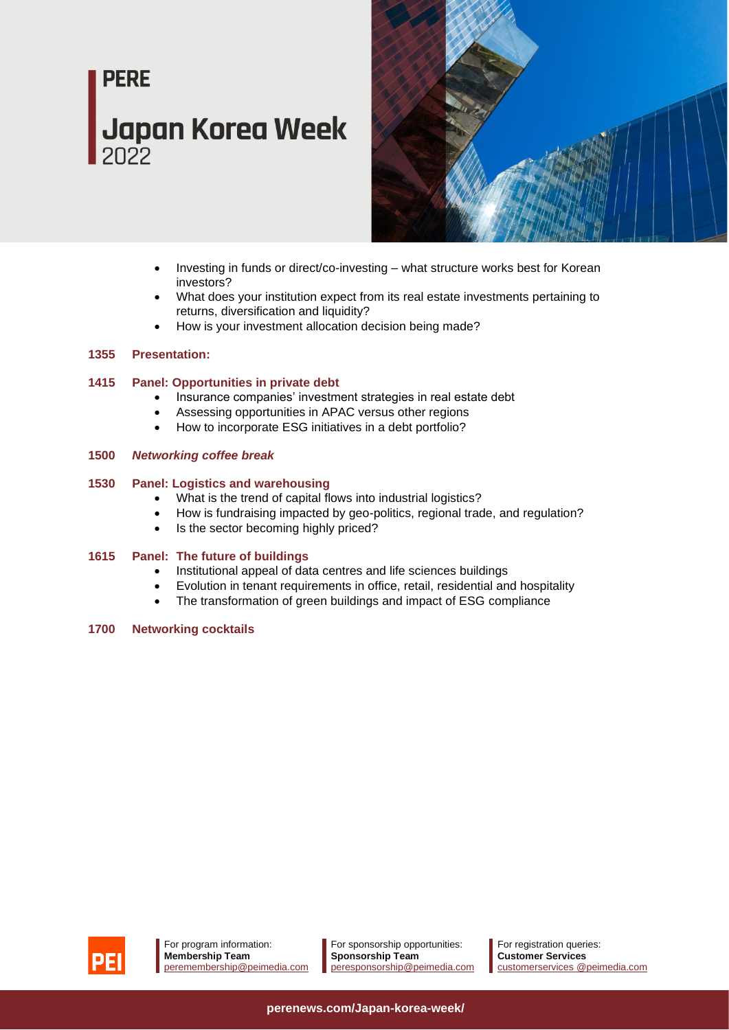# PERE

## Japan Korea Week 2022

- Investing in funds or direct/co-investing – what structure works best for Korean investors?
- What does your institution expect from its real estate investments pertaining to returns, diversification and liquidity?
- How is your investment allocation decision being made?

**1355 Presentation:**

**1415 Panel: Opportunities in private debt**

- Insurance companies' investment strategies in real estate debt
- Assessing opportunities in APAC versus other regions
- How to incorporate ESG initiatives in a debt portfolio?

**1500** ***Networking coffee break***

**1530 Panel: Logistics and warehousing**

- What is the trend of capital flows into industrial logistics?
- How is fundraising impacted by geo-politics, regional trade, and regulation?
- Is the sector becoming highly priced?

**1615 Panel: The future of buildings**

- Institutional appeal of data centres and life sciences buildings
- Evolution in tenant requirements in office, retail, residential and hospitality
- The transformation of green buildings and impact of ESG compliance

**1700 Networking cocktails**

PEI

For program information:
**Membership Team**
peremembership@peimedia.com

For sponsorship opportunities:
**Sponsorship Team**
peresponsorship@peimedia.com

For registration queries:
**Customer Services**
customerservices @peimedia.com

perenews.com/Japan-korea-week/